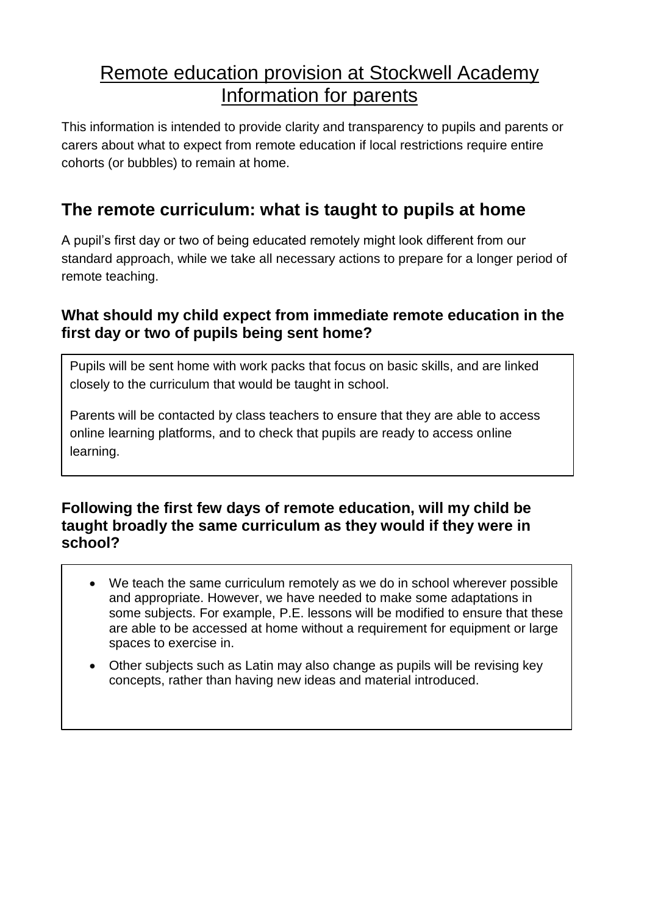# Remote education provision at Stockwell Academy Information for parents

This information is intended to provide clarity and transparency to pupils and parents or carers about what to expect from remote education if local restrictions require entire cohorts (or bubbles) to remain at home.

## The remote curriculum: what is taught to pupils at home

A pupil's first day or two of being educated remotely might look different from our standard approach, while we take all necessary actions to prepare for a longer period of remote teaching.

### What should my child expect from immediate remote education in the first day or two of pupils being sent home?

Pupils will be sent home with work packs that focus on basic skills, and are linked closely to the curriculum that would be taught in school.

Parents will be contacted by class teachers to ensure that they are able to access online learning platforms, and to check that pupils are ready to access online learning.

### Following the first few days of remote education, will my child be taught broadly the same curriculum as they would if they were in school?

- We teach the same curriculum remotely as we do in school wherever possible and appropriate. However, we have needed to make some adaptations in some subjects. For example, P.E. lessons will be modified to ensure that these are able to be accessed at home without a requirement for equipment or large spaces to exercise in.
- Other subjects such as Latin may also change as pupils will be revising key concepts, rather than having new ideas and material introduced.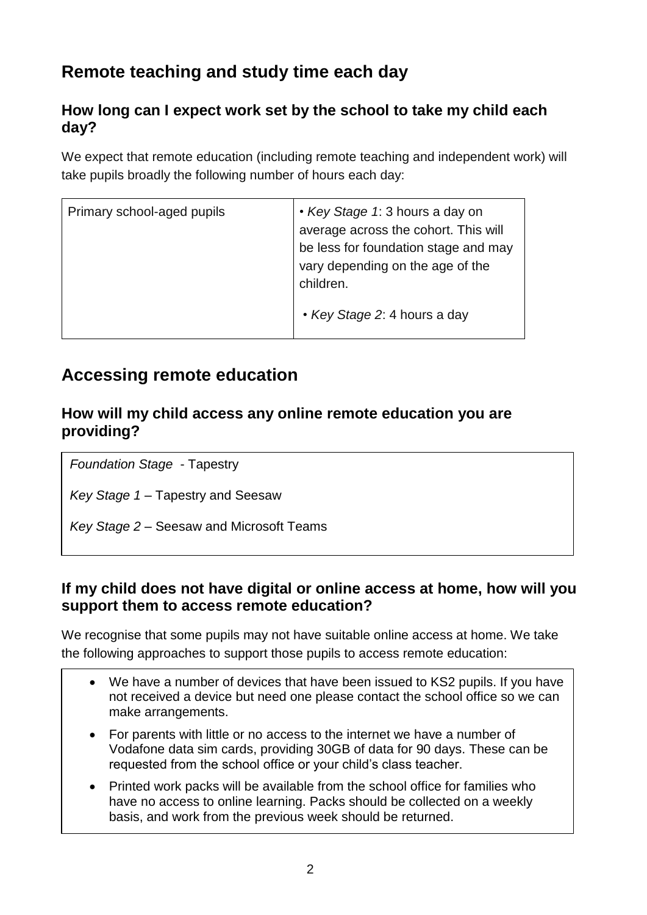## Remote teaching and study time each day

### How long can I expect work set by the school to take my child each day?

We expect that remote education (including remote teaching and independent work) will take pupils broadly the following number of hours each day:

| Primary school-aged pupils | • *Key Stage 1*: 3 hours a day on average across the cohort. This will be less for foundation stage and may vary depending on the age of the children.<br><br>• *Key Stage 2*: 4 hours a day |
|---|---|

## Accessing remote education

### How will my child access any online remote education you are providing?

*Foundation Stage* - Tapestry

*Key Stage 1* – Tapestry and Seesaw

*Key Stage 2* – Seesaw and Microsoft Teams

### If my child does not have digital or online access at home, how will you support them to access remote education?

We recognise that some pupils may not have suitable online access at home. We take the following approaches to support those pupils to access remote education:

- We have a number of devices that have been issued to KS2 pupils. If you have not received a device but need one please contact the school office so we can make arrangements.
- For parents with little or no access to the internet we have a number of Vodafone data sim cards, providing 30GB of data for 90 days. These can be requested from the school office or your child's class teacher.
- Printed work packs will be available from the school office for families who have no access to online learning. Packs should be collected on a weekly basis, and work from the previous week should be returned.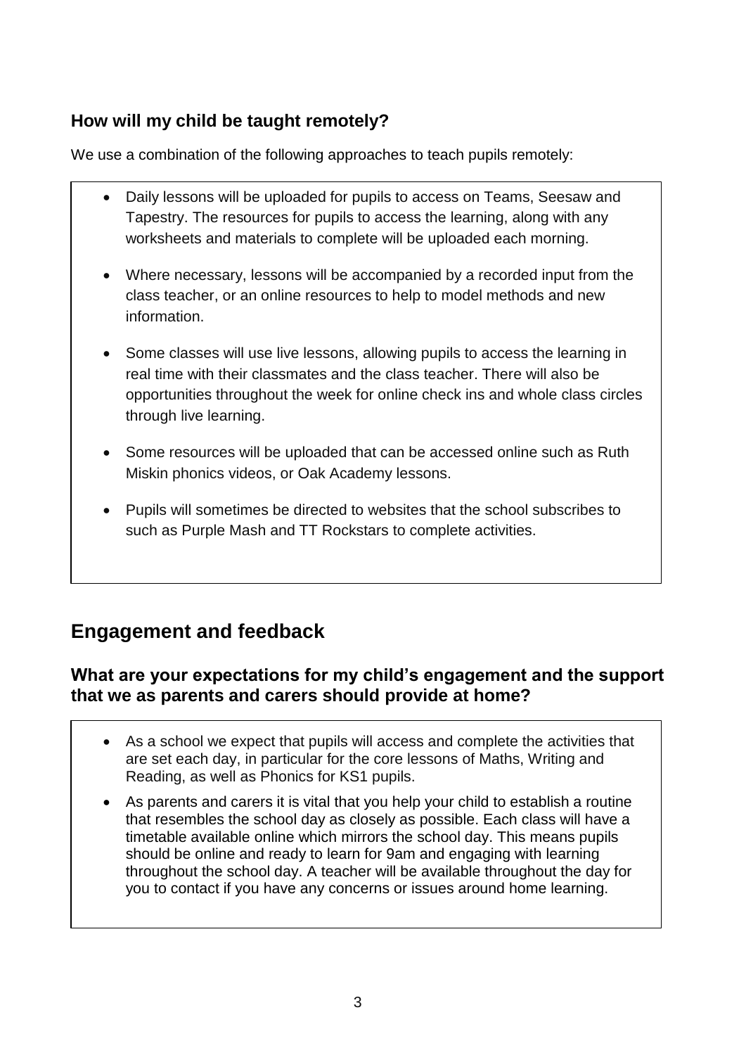### How will my child be taught remotely?

We use a combination of the following approaches to teach pupils remotely:

- Daily lessons will be uploaded for pupils to access on Teams, Seesaw and Tapestry. The resources for pupils to access the learning, along with any worksheets and materials to complete will be uploaded each morning.
- Where necessary, lessons will be accompanied by a recorded input from the class teacher, or an online resources to help to model methods and new information.
- Some classes will use live lessons, allowing pupils to access the learning in real time with their classmates and the class teacher. There will also be opportunities throughout the week for online check ins and whole class circles through live learning.
- Some resources will be uploaded that can be accessed online such as Ruth Miskin phonics videos, or Oak Academy lessons.
- Pupils will sometimes be directed to websites that the school subscribes to such as Purple Mash and TT Rockstars to complete activities.

## Engagement and feedback

### What are your expectations for my child's engagement and the support that we as parents and carers should provide at home?

- As a school we expect that pupils will access and complete the activities that are set each day, in particular for the core lessons of Maths, Writing and Reading, as well as Phonics for KS1 pupils.
- As parents and carers it is vital that you help your child to establish a routine that resembles the school day as closely as possible. Each class will have a timetable available online which mirrors the school day. This means pupils should be online and ready to learn for 9am and engaging with learning throughout the school day. A teacher will be available throughout the day for you to contact if you have any concerns or issues around home learning.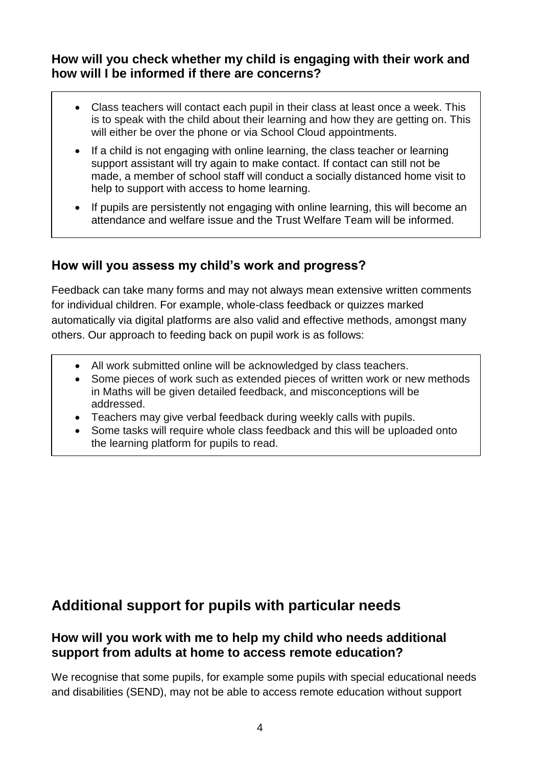### How will you check whether my child is engaging with their work and how will I be informed if there are concerns?

- Class teachers will contact each pupil in their class at least once a week. This is to speak with the child about their learning and how they are getting on. This will either be over the phone or via School Cloud appointments.
- If a child is not engaging with online learning, the class teacher or learning support assistant will try again to make contact. If contact can still not be made, a member of school staff will conduct a socially distanced home visit to help to support with access to home learning.
- If pupils are persistently not engaging with online learning, this will become an attendance and welfare issue and the Trust Welfare Team will be informed.

### How will you assess my child's work and progress?

Feedback can take many forms and may not always mean extensive written comments for individual children. For example, whole-class feedback or quizzes marked automatically via digital platforms are also valid and effective methods, amongst many others. Our approach to feeding back on pupil work is as follows:

- All work submitted online will be acknowledged by class teachers.
- Some pieces of work such as extended pieces of written work or new methods in Maths will be given detailed feedback, and misconceptions will be addressed.
- Teachers may give verbal feedback during weekly calls with pupils.
- Some tasks will require whole class feedback and this will be uploaded onto the learning platform for pupils to read.

## Additional support for pupils with particular needs

### How will you work with me to help my child who needs additional support from adults at home to access remote education?

We recognise that some pupils, for example some pupils with special educational needs and disabilities (SEND), may not be able to access remote education without support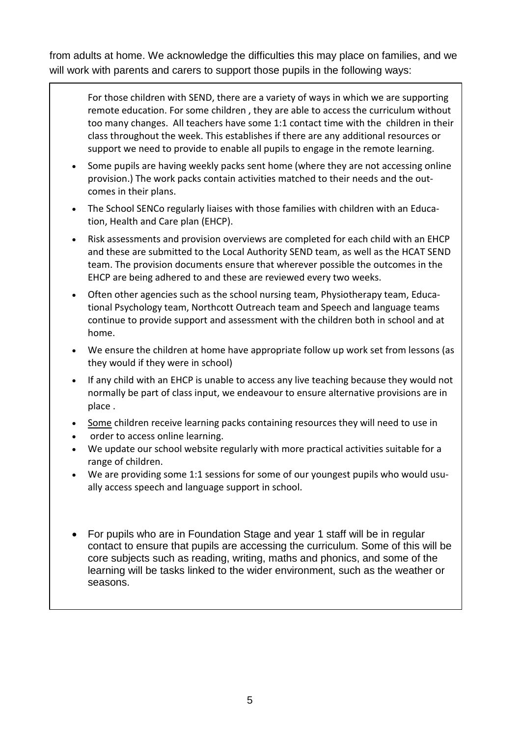from adults at home. We acknowledge the difficulties this may place on families, and we will work with parents and carers to support those pupils in the following ways:

For those children with SEND, there are a variety of ways in which we are supporting remote education. For some children , they are able to access the curriculum without too many changes. All teachers have some 1:1 contact time with the children in their class throughout the week. This establishes if there are any additional resources or support we need to provide to enable all pupils to engage in the remote learning.

- Some pupils are having weekly packs sent home (where they are not accessing online provision.) The work packs contain activities matched to their needs and the outcomes in their plans.
- The School SENCo regularly liaises with those families with children with an Education, Health and Care plan (EHCP).
- Risk assessments and provision overviews are completed for each child with an EHCP and these are submitted to the Local Authority SEND team, as well as the HCAT SEND team. The provision documents ensure that wherever possible the outcomes in the EHCP are being adhered to and these are reviewed every two weeks.
- Often other agencies such as the school nursing team, Physiotherapy team, Educational Psychology team, Northcott Outreach team and Speech and language teams continue to provide support and assessment with the children both in school and at home.
- We ensure the children at home have appropriate follow up work set from lessons (as they would if they were in school)
- If any child with an EHCP is unable to access any live teaching because they would not normally be part of class input, we endeavour to ensure alternative provisions are in place .
- Some children receive learning packs containing resources they will need to use in
- order to access online learning.
- We update our school website regularly with more practical activities suitable for a range of children.
- We are providing some 1:1 sessions for some of our youngest pupils who would usually access speech and language support in school.

- For pupils who are in Foundation Stage and year 1 staff will be in regular contact to ensure that pupils are accessing the curriculum. Some of this will be core subjects such as reading, writing, maths and phonics, and some of the learning will be tasks linked to the wider environment, such as the weather or seasons.